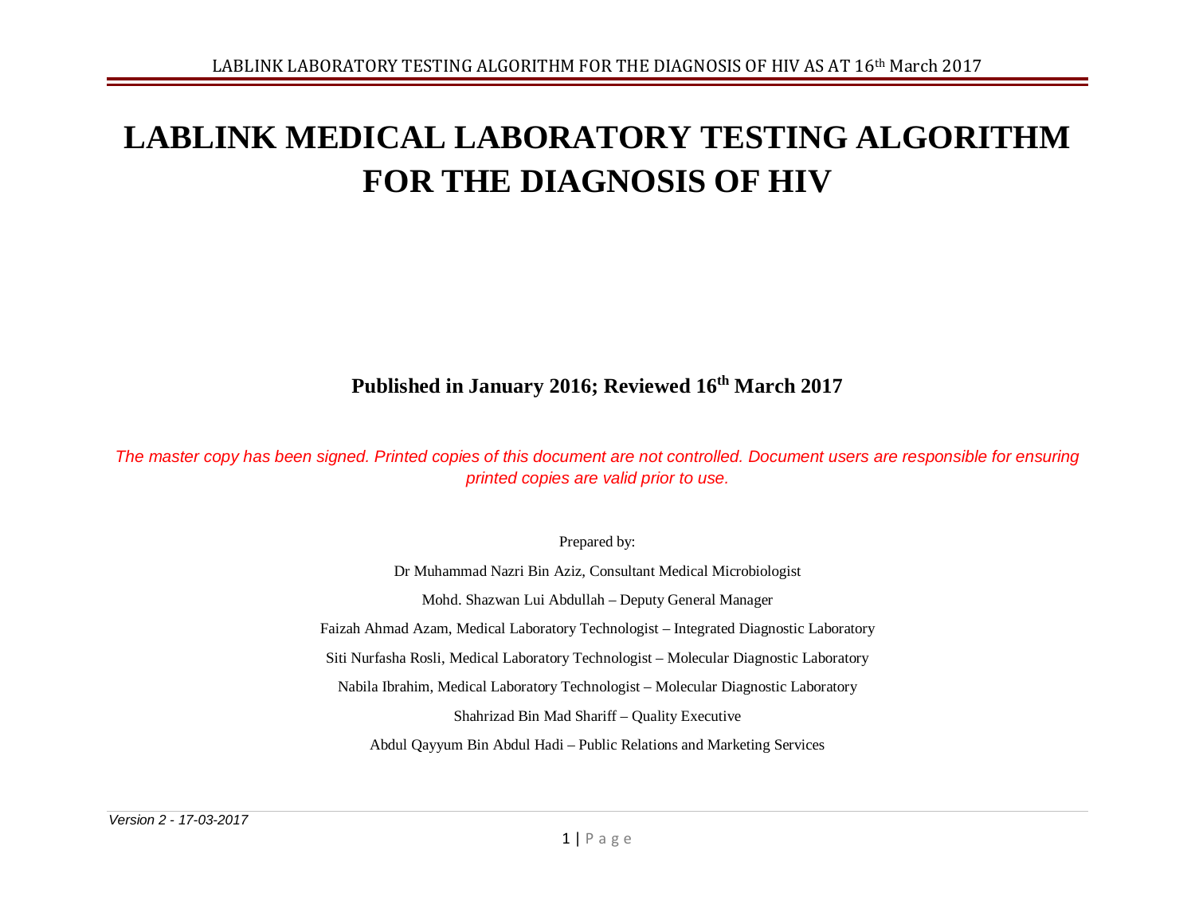# LABLINK MEDICAL LABORATORY TESTING ALGORITHM FOR THE DIAGNOSIS OF HIV

**Published in January 2016; Reviewed 16th March 2017**

*The master copy has been signed. Printed copies of this document are not controlled. Document users are responsible for ensuring printed copies are valid prior to use.*

Prepared by:

Dr Muhammad Nazri Bin Aziz, Consultant Medical Microbiologist

Mohd. Shazwan Lui Abdullah – Deputy General Manager

Faizah Ahmad Azam, Medical Laboratory Technologist – Integrated Diagnostic Laboratory

Siti Nurfasha Rosli, Medical Laboratory Technologist – Molecular Diagnostic Laboratory

Nabila Ibrahim, Medical Laboratory Technologist – Molecular Diagnostic Laboratory

Shahrizad Bin Mad Shariff – Quality Executive

Abdul Qayyum Bin Abdul Hadi – Public Relations and Marketing Services

*Version 2 - 17-03-2017*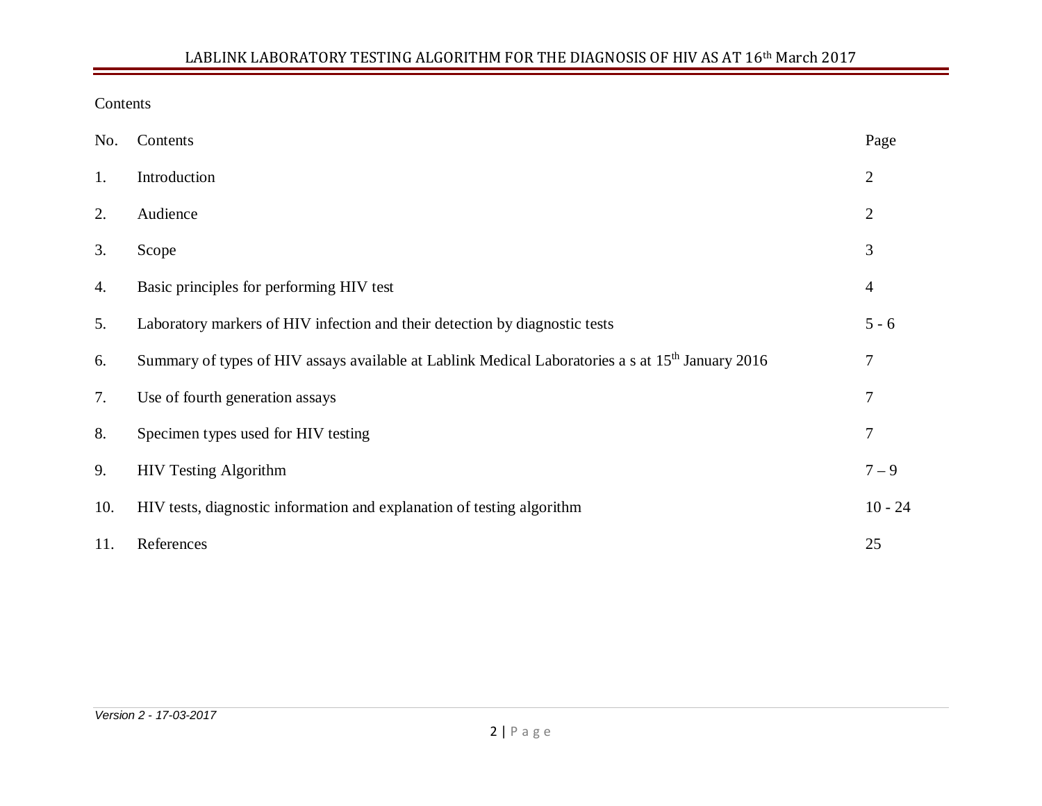Contents

| No. | Contents | Page |
|---|---|---|
| 1. | Introduction | 2 |
| 2. | Audience | 2 |
| 3. | Scope | 3 |
| 4. | Basic principles for performing HIV test | 4 |
| 5. | Laboratory markers of HIV infection and their detection by diagnostic tests | 5 - 6 |
| 6. | Summary of types of HIV assays available at Lablink Medical Laboratories a s at 15th January 2016 | 7 |
| 7. | Use of fourth generation assays | 7 |
| 8. | Specimen types used for HIV testing | 7 |
| 9. | HIV Testing Algorithm | 7 – 9 |
| 10. | HIV tests, diagnostic information and explanation of testing algorithm | 10 - 24 |
| 11. | References | 25 |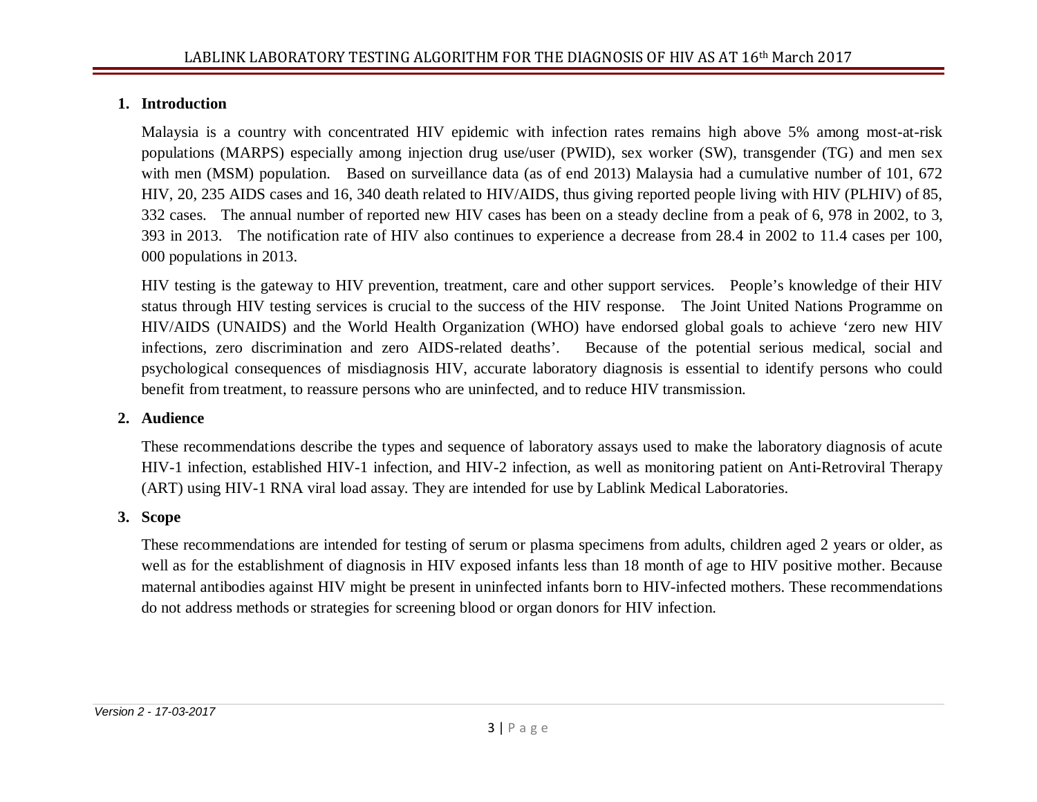## 1. Introduction

Malaysia is a country with concentrated HIV epidemic with infection rates remains high above 5% among most-at-risk populations (MARPS) especially among injection drug use/user (PWID), sex worker (SW), transgender (TG) and men sex with men (MSM) population. Based on surveillance data (as of end 2013) Malaysia had a cumulative number of 101, 672 HIV, 20, 235 AIDS cases and 16, 340 death related to HIV/AIDS, thus giving reported people living with HIV (PLHIV) of 85, 332 cases. The annual number of reported new HIV cases has been on a steady decline from a peak of 6, 978 in 2002, to 3, 393 in 2013. The notification rate of HIV also continues to experience a decrease from 28.4 in 2002 to 11.4 cases per 100, 000 populations in 2013.

HIV testing is the gateway to HIV prevention, treatment, care and other support services. People's knowledge of their HIV status through HIV testing services is crucial to the success of the HIV response. The Joint United Nations Programme on HIV/AIDS (UNAIDS) and the World Health Organization (WHO) have endorsed global goals to achieve 'zero new HIV infections, zero discrimination and zero AIDS-related deaths'. Because of the potential serious medical, social and psychological consequences of misdiagnosis HIV, accurate laboratory diagnosis is essential to identify persons who could benefit from treatment, to reassure persons who are uninfected, and to reduce HIV transmission.

## 2. Audience

These recommendations describe the types and sequence of laboratory assays used to make the laboratory diagnosis of acute HIV-1 infection, established HIV-1 infection, and HIV-2 infection, as well as monitoring patient on Anti-Retroviral Therapy (ART) using HIV-1 RNA viral load assay. They are intended for use by Lablink Medical Laboratories.

## 3. Scope

These recommendations are intended for testing of serum or plasma specimens from adults, children aged 2 years or older, as well as for the establishment of diagnosis in HIV exposed infants less than 18 month of age to HIV positive mother. Because maternal antibodies against HIV might be present in uninfected infants born to HIV-infected mothers. These recommendations do not address methods or strategies for screening blood or organ donors for HIV infection.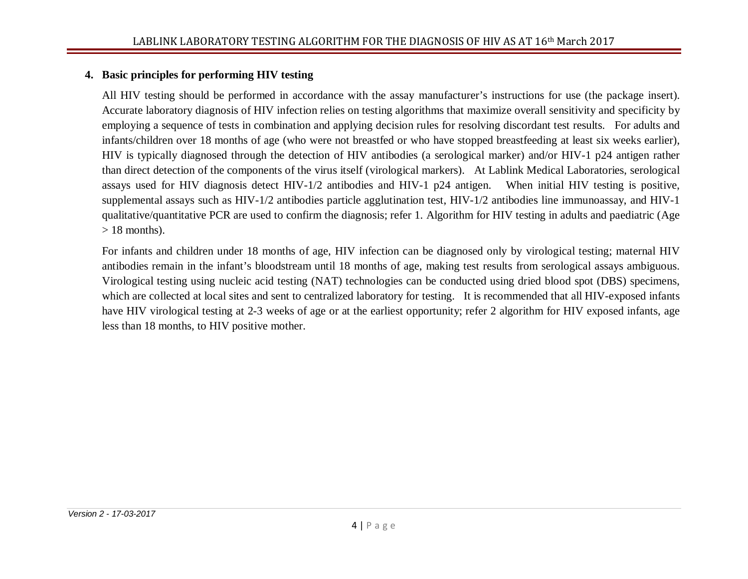## 4. Basic principles for performing HIV testing

All HIV testing should be performed in accordance with the assay manufacturer's instructions for use (the package insert). Accurate laboratory diagnosis of HIV infection relies on testing algorithms that maximize overall sensitivity and specificity by employing a sequence of tests in combination and applying decision rules for resolving discordant test results. For adults and infants/children over 18 months of age (who were not breastfed or who have stopped breastfeeding at least six weeks earlier), HIV is typically diagnosed through the detection of HIV antibodies (a serological marker) and/or HIV-1 p24 antigen rather than direct detection of the components of the virus itself (virological markers). At Lablink Medical Laboratories, serological assays used for HIV diagnosis detect HIV-1/2 antibodies and HIV-1 p24 antigen. When initial HIV testing is positive, supplemental assays such as HIV-1/2 antibodies particle agglutination test, HIV-1/2 antibodies line immunoassay, and HIV-1 qualitative/quantitative PCR are used to confirm the diagnosis; refer 1. Algorithm for HIV testing in adults and paediatric (Age > 18 months).

For infants and children under 18 months of age, HIV infection can be diagnosed only by virological testing; maternal HIV antibodies remain in the infant's bloodstream until 18 months of age, making test results from serological assays ambiguous. Virological testing using nucleic acid testing (NAT) technologies can be conducted using dried blood spot (DBS) specimens, which are collected at local sites and sent to centralized laboratory for testing. It is recommended that all HIV-exposed infants have HIV virological testing at 2-3 weeks of age or at the earliest opportunity; refer 2 algorithm for HIV exposed infants, age less than 18 months, to HIV positive mother.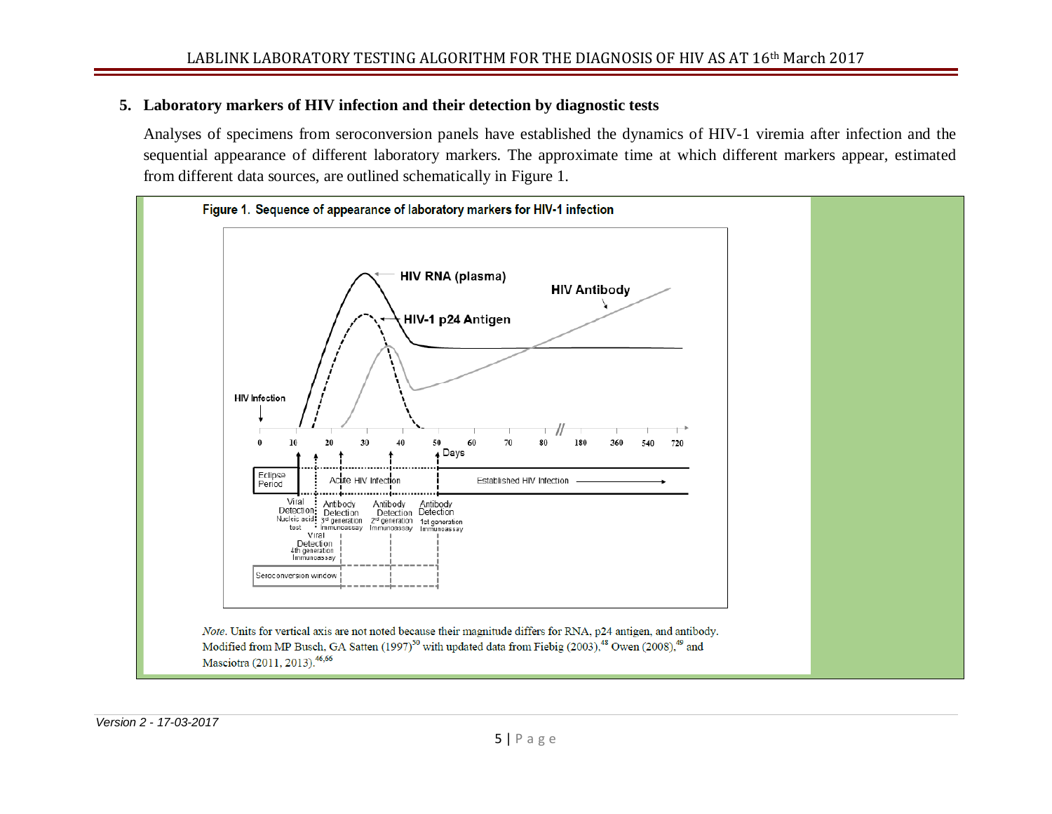## 5. Laboratory markers of HIV infection and their detection by diagnostic tests

Analyses of specimens from seroconversion panels have established the dynamics of HIV-1 viremia after infection and the sequential appearance of different laboratory markers. The approximate time at which different markers appear, estimated from different data sources, are outlined schematically in Figure 1.

**Figure 1. Sequence of appearance of laboratory markers for HIV-1 infection**

*Note.* Units for vertical axis are not noted because their magnitude differs for RNA, p24 antigen, and antibody. Modified from MP Busch, GA Satten (1997)[50] with updated data from Fiebig (2003),[48] Owen (2008),[49] and Masciotra (2011, 2013).[46,66]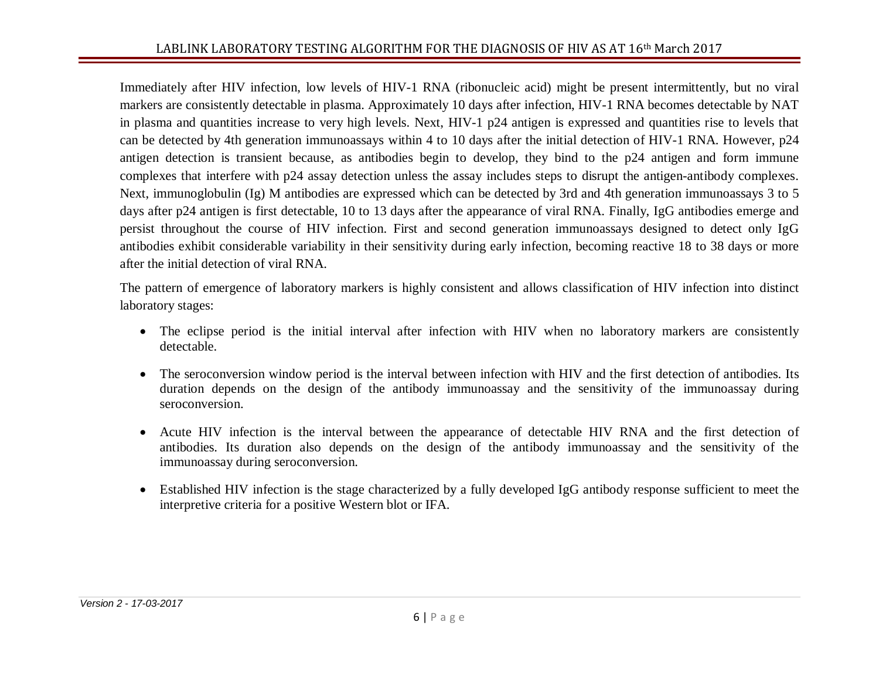Immediately after HIV infection, low levels of HIV-1 RNA (ribonucleic acid) might be present intermittently, but no viral markers are consistently detectable in plasma. Approximately 10 days after infection, HIV-1 RNA becomes detectable by NAT in plasma and quantities increase to very high levels. Next, HIV-1 p24 antigen is expressed and quantities rise to levels that can be detected by 4th generation immunoassays within 4 to 10 days after the initial detection of HIV-1 RNA. However, p24 antigen detection is transient because, as antibodies begin to develop, they bind to the p24 antigen and form immune complexes that interfere with p24 assay detection unless the assay includes steps to disrupt the antigen-antibody complexes. Next, immunoglobulin (Ig) M antibodies are expressed which can be detected by 3rd and 4th generation immunoassays 3 to 5 days after p24 antigen is first detectable, 10 to 13 days after the appearance of viral RNA. Finally, IgG antibodies emerge and persist throughout the course of HIV infection. First and second generation immunoassays designed to detect only IgG antibodies exhibit considerable variability in their sensitivity during early infection, becoming reactive 18 to 38 days or more after the initial detection of viral RNA.

The pattern of emergence of laboratory markers is highly consistent and allows classification of HIV infection into distinct laboratory stages:

- The eclipse period is the initial interval after infection with HIV when no laboratory markers are consistently detectable.
- The seroconversion window period is the interval between infection with HIV and the first detection of antibodies. Its duration depends on the design of the antibody immunoassay and the sensitivity of the immunoassay during seroconversion.
- Acute HIV infection is the interval between the appearance of detectable HIV RNA and the first detection of antibodies. Its duration also depends on the design of the antibody immunoassay and the sensitivity of the immunoassay during seroconversion.
- Established HIV infection is the stage characterized by a fully developed IgG antibody response sufficient to meet the interpretive criteria for a positive Western blot or IFA.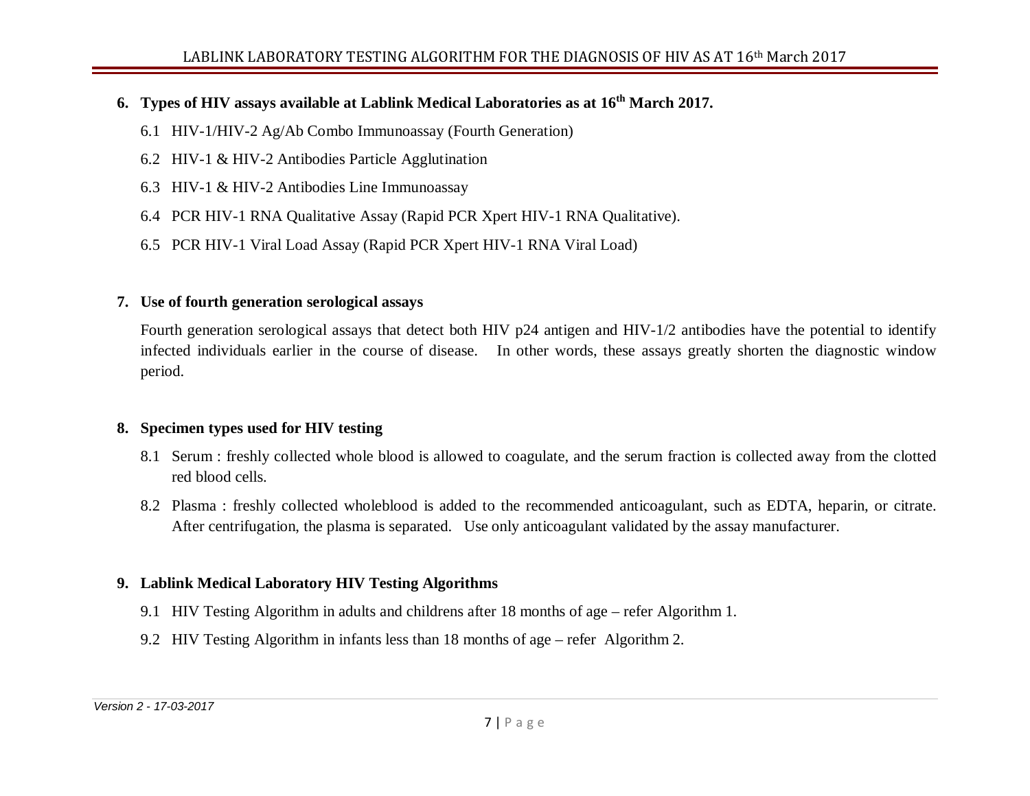## 6. Types of HIV assays available at Lablink Medical Laboratories as at 16th March 2017.

6.1 HIV-1/HIV-2 Ag/Ab Combo Immunoassay (Fourth Generation)

6.2 HIV-1 & HIV-2 Antibodies Particle Agglutination

6.3 HIV-1 & HIV-2 Antibodies Line Immunoassay

6.4 PCR HIV-1 RNA Qualitative Assay (Rapid PCR Xpert HIV-1 RNA Qualitative).

6.5 PCR HIV-1 Viral Load Assay (Rapid PCR Xpert HIV-1 RNA Viral Load)

## 7. Use of fourth generation serological assays

Fourth generation serological assays that detect both HIV p24 antigen and HIV-1/2 antibodies have the potential to identify infected individuals earlier in the course of disease. In other words, these assays greatly shorten the diagnostic window period.

## 8. Specimen types used for HIV testing

8.1 Serum : freshly collected whole blood is allowed to coagulate, and the serum fraction is collected away from the clotted red blood cells.

8.2 Plasma : freshly collected wholeblood is added to the recommended anticoagulant, such as EDTA, heparin, or citrate. After centrifugation, the plasma is separated. Use only anticoagulant validated by the assay manufacturer.

## 9. Lablink Medical Laboratory HIV Testing Algorithms

9.1 HIV Testing Algorithm in adults and childrens after 18 months of age – refer Algorithm 1.

9.2 HIV Testing Algorithm in infants less than 18 months of age – refer Algorithm 2.

*Version 2 - 17-03-2017*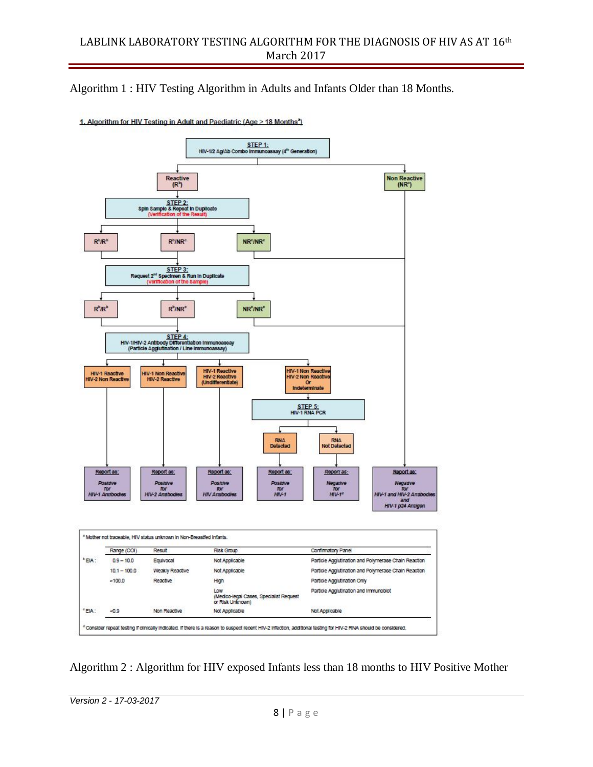Algorithm 1 : HIV Testing Algorithm in Adults and Infants Older than 18 Months.

1. Algorithm for HIV Testing in Adult and Paediatric (Age > 18 Months[a])

STEP 1: HIV-1/2 Ag/Ab Combo Immunoassay (4[th] Generation)

- Reactive (R[b]) → STEP 2: Spin Sample & Repeat in Duplicate (Verification of the Result)
  - R[b]/R[b] → STEP 3
  - R[b]/NR[c] → STEP 3
  - NR[c]/NR[c] → Report as: Negative for HIV-1 and HIV-2 Antibodies and HIV-1 p24 Antigen
- STEP 3: Request 2[nd] Specimen & Run in Duplicate (Verification of the Sample)
  - R[b]/R[b] → STEP 4
  - R[b]/NR[c] → STEP 4
  - NR[c]/NR[c] → Report as: Negative for HIV-1 and HIV-2 Antibodies and HIV-1 p24 Antigen
- STEP 4: HIV-1/HIV-2 Antibody Differentiation Immunoassay (Particle Agglutination / Line Immunoassay)
  - HIV-1 Reactive HIV-2 Non Reactive → Report as: Positive for HIV-1 Antibodies
  - HIV-1 Non Reactive HIV-2 Reactive → Report as: Positive for HIV-2 Antibodies
  - HIV-1 Reactive HIV-2 Reactive (Undifferentiated) → Report as: Positive for HIV Antibodies
  - HIV-1 Non Reactive HIV-2 Non Reactive Or Indeterminate → STEP 5: HIV-1 RNA PCR
    - RNA Detected → Report as: Positive for HIV-1
    - RNA Not Detected → Report as: Negative for HIV-1[d]
- Non Reactive (NR[c]) → Report as: Negative for HIV-1 and HIV-2 Antibodies and HIV-1 p24 Antigen

[a] Mother not traceable, HIV status unknown in Non-Breastfed Infants.

| | Range (COI) | Result | Risk Group | Confirmatory Panel |
|---|---|---|---|---|
| [b] EIA : | 0.9 – 10.0 | Equivocal | Not Applicable | Particle Agglutination and Polymerase Chain Reaction |
| | 10.1 – 100.0 | Weakly Reactive | Not Applicable | Particle Agglutination and Polymerase Chain Reaction |
| | >100.0 | Reactive | High | Particle Agglutination Only |
| | | | Low (Medico-legal Cases, Specialist Request or Risk Unknown) | Particle Agglutination and Immunoblot |
| [c] EIA : | <0.9 | Non Reactive | Not Applicable | Not Applicable |

[d] Consider repeat testing if clinically indicated. If there is a reason to suspect recent HIV-2 infection, additional testing for HIV-2 RNA should be considered.

Algorithm 2 : Algorithm for HIV exposed Infants less than 18 months to HIV Positive Mother

*Version 2 - 17-03-2017*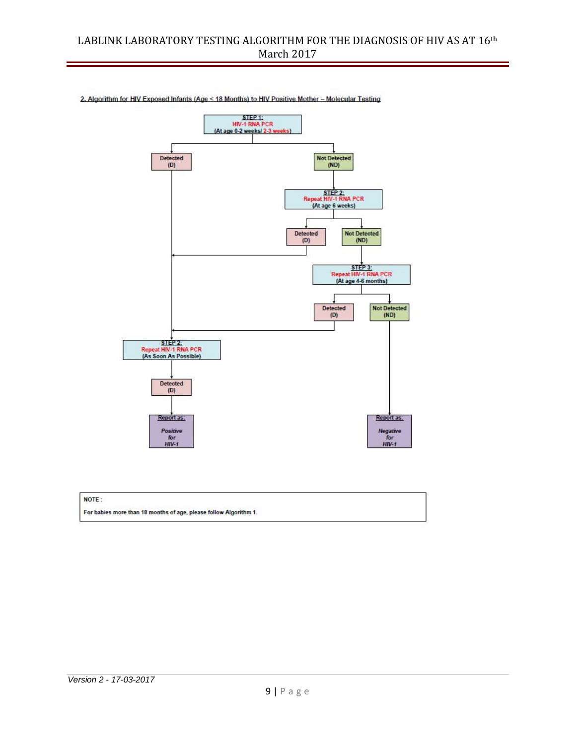## 2. Algorithm for HIV Exposed Infants (Age < 18 Months) to HIV Positive Mother – Molecular Testing

**STEP 1:**
HIV-1 RNA PCR
(At age 0-2 weeks/ 2-3 weeks)

- **Detected (D)** → go to STEP 2: Repeat HIV-1 RNA PCR (As Soon As Possible)
- **Not Detected (ND)** → STEP 2

**STEP 2:**
Repeat HIV-1 RNA PCR
(At age 6 weeks)

- **Detected (D)** → go to STEP 2: Repeat HIV-1 RNA PCR (As Soon As Possible)
- **Not Detected (ND)** → STEP 3

**STEP 3:**
Repeat HIV-1 RNA PCR
(At age 4-6 months)

- **Detected (D)** → go to STEP 2: Repeat HIV-1 RNA PCR (As Soon As Possible)
- **Not Detected (ND)** → Report as: *Negative for HIV-1*

**STEP 2:**
Repeat HIV-1 RNA PCR
(As Soon As Possible)

- **Detected (D)** → Report as: *Positive for HIV-1*

**NOTE:**
For babies more than 18 months of age, please follow Algorithm 1.

*Version 2 - 17-03-2017*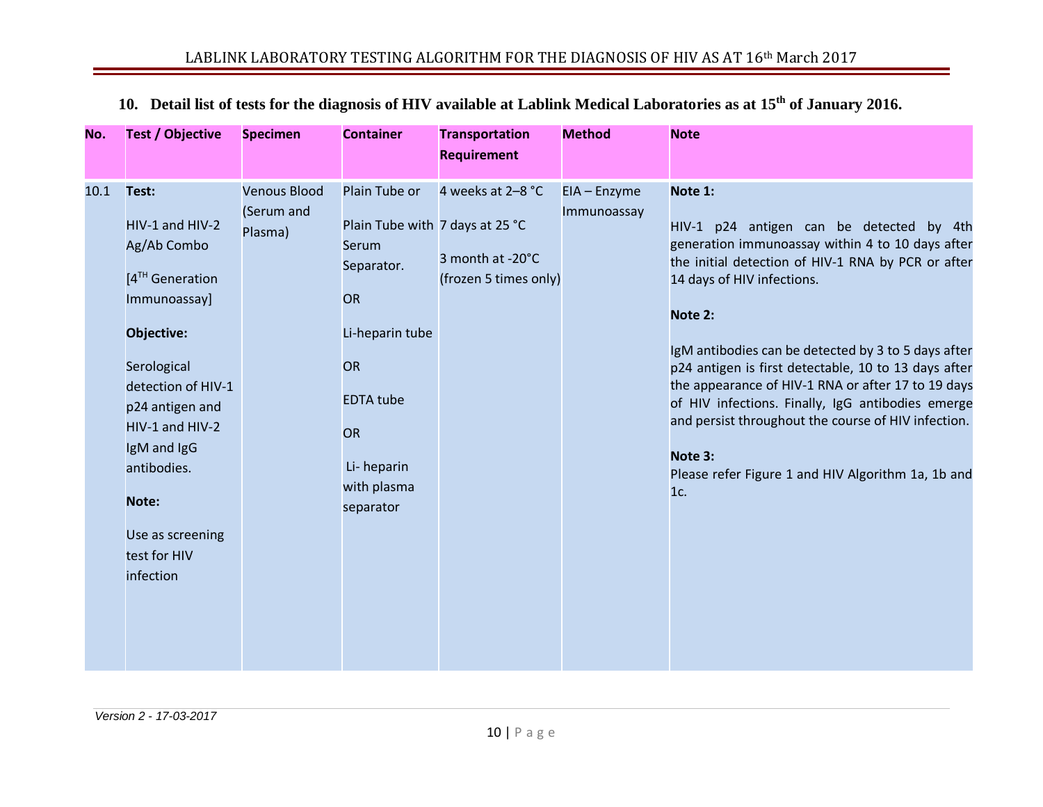## 10. Detail list of tests for the diagnosis of HIV available at Lablink Medical Laboratories as at 15th of January 2016.

| No. | Test / Objective | Specimen | Container | Transportation Requirement | Method | Note |
|---|---|---|---|---|---|---|
| 10.1 | **Test:**<br><br>HIV-1 and HIV-2 Ag/Ab Combo<br><br>[4TH Generation Immunoassay]<br><br>**Objective:**<br><br>Serological detection of HIV-1 p24 antigen and HIV-1 and HIV-2 IgM and IgG antibodies.<br><br>**Note:**<br><br>Use as screening test for HIV infection | Venous Blood (Serum and Plasma) | Plain Tube or<br><br>Plain Tube with Serum Separator.<br><br>OR<br><br>Li-heparin tube<br><br>OR<br><br>EDTA tube<br><br>OR<br><br>Li- heparin with plasma separator | 4 weeks at 2–8 °C<br><br>7 days at 25 °C<br><br>3 month at -20°C (frozen 5 times only) | EIA – Enzyme Immunoassay | **Note 1:**<br><br>HIV-1 p24 antigen can be detected by 4th generation immunoassay within 4 to 10 days after the initial detection of HIV-1 RNA by PCR or after 14 days of HIV infections.<br><br>**Note 2:**<br><br>IgM antibodies can be detected by 3 to 5 days after p24 antigen is first detectable, 10 to 13 days after the appearance of HIV-1 RNA or after 17 to 19 days of HIV infections. Finally, IgG antibodies emerge and persist throughout the course of HIV infection.<br><br>**Note 3:**<br><br>Please refer Figure 1 and HIV Algorithm 1a, 1b and 1c. |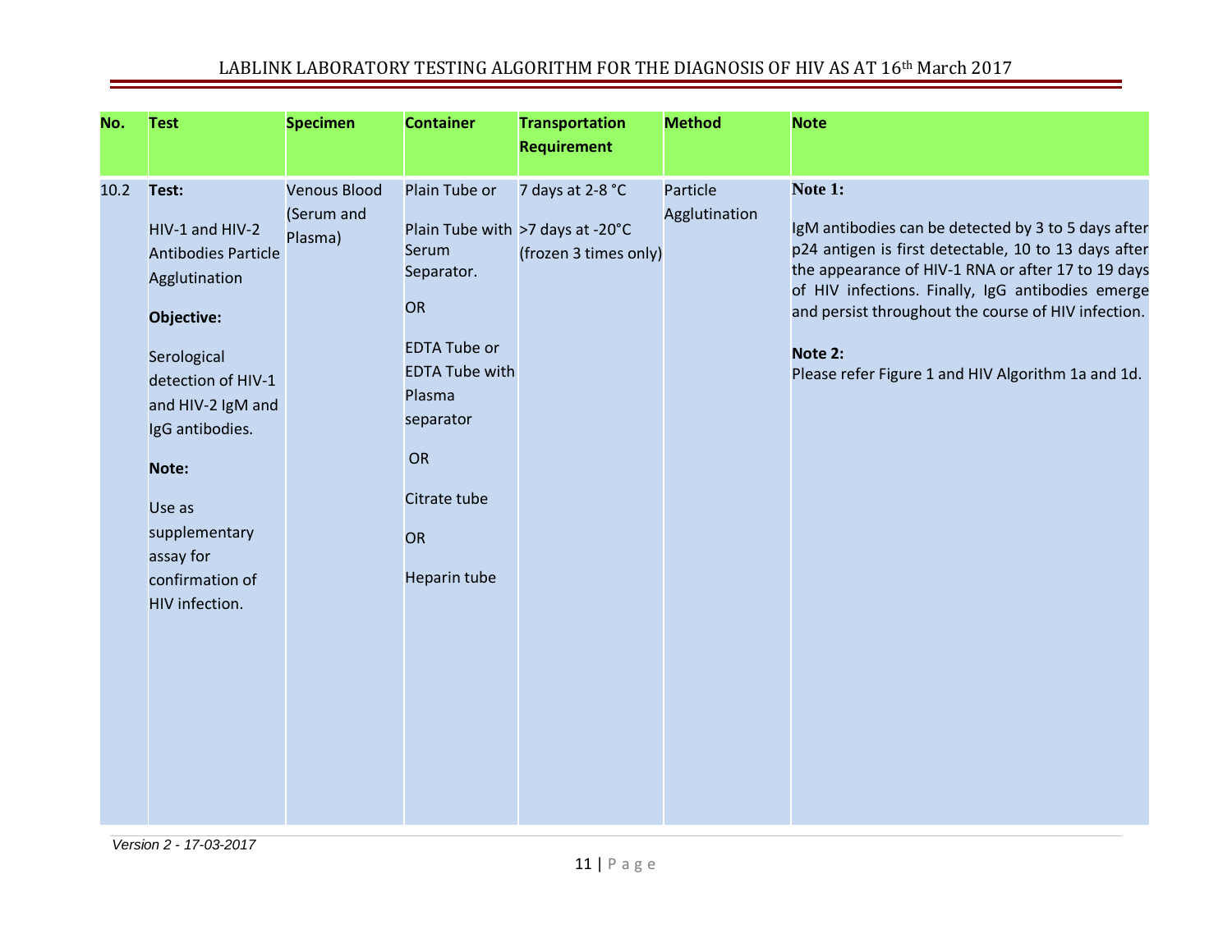| No. | Test | Specimen | Container | Transportation Requirement | Method | Note |
|---|---|---|---|---|---|---|
| 10.2 | **Test:** HIV-1 and HIV-2 Antibodies Particle Agglutination<br><br>**Objective:** Serological detection of HIV-1 and HIV-2 IgM and IgG antibodies.<br><br>**Note:** Use as supplementary assay for confirmation of HIV infection. | Venous Blood (Serum and Plasma) | Plain Tube or Plain Tube with Serum Separator.<br><br>OR<br><br>EDTA Tube or EDTA Tube with Plasma separator<br><br>OR<br><br>Citrate tube<br><br>OR<br><br>Heparin tube | 7 days at 2-8 °C<br><br>>7 days at -20°C (frozen 3 times only) | Particle Agglutination | **Note 1:** IgM antibodies can be detected by 3 to 5 days after p24 antigen is first detectable, 10 to 13 days after the appearance of HIV-1 RNA or after 17 to 19 days of HIV infections. Finally, IgG antibodies emerge and persist throughout the course of HIV infection.<br><br>**Note 2:** Please refer Figure 1 and HIV Algorithm 1a and 1d. |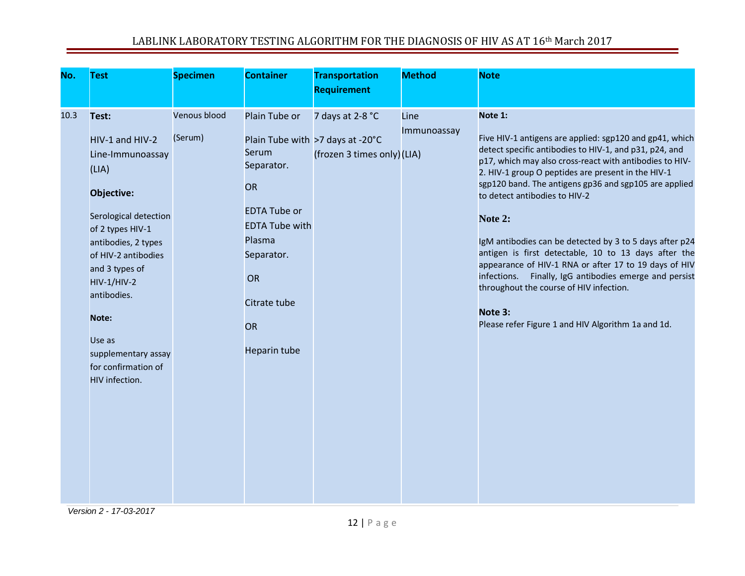| No. | Test | Specimen | Container | Transportation Requirement | Method | Note |
|---|---|---|---|---|---|---|
| 10.3 | **Test:**<br><br>HIV-1 and HIV-2 Line-Immunoassay (LIA)<br><br>**Objective:**<br><br>Serological detection of 2 types HIV-1 antibodies, 2 types of HIV-2 antibodies and 3 types of HIV-1/HIV-2 antibodies.<br><br>**Note:**<br><br>Use as supplementary assay for confirmation of HIV infection. | Venous blood<br><br>(Serum) | Plain Tube or<br><br>Plain Tube with Serum Separator.<br><br>OR<br><br>EDTA Tube or EDTA Tube with Plasma Separator.<br><br>OR<br><br>Citrate tube<br><br>OR<br><br>Heparin tube | 7 days at 2-8 °C<br><br>>7 days at -20°C (frozen 3 times only) | Line Immunoassay (LIA) | **Note 1:**<br><br>Five HIV-1 antigens are applied: sgp120 and gp41, which detect specific antibodies to HIV-1, and p31, p24, and p17, which may also cross-react with antibodies to HIV-2. HIV-1 group O peptides are present in the HIV-1 sgp120 band. The antigens gp36 and sgp105 are applied to detect antibodies to HIV-2<br><br>**Note 2:**<br><br>IgM antibodies can be detected by 3 to 5 days after p24 antigen is first detectable, 10 to 13 days after the appearance of HIV-1 RNA or after 17 to 19 days of HIV infections. Finally, IgG antibodies emerge and persist throughout the course of HIV infection.<br><br>**Note 3:**<br>Please refer Figure 1 and HIV Algorithm 1a and 1d. |

*Version 2 - 17-03-2017*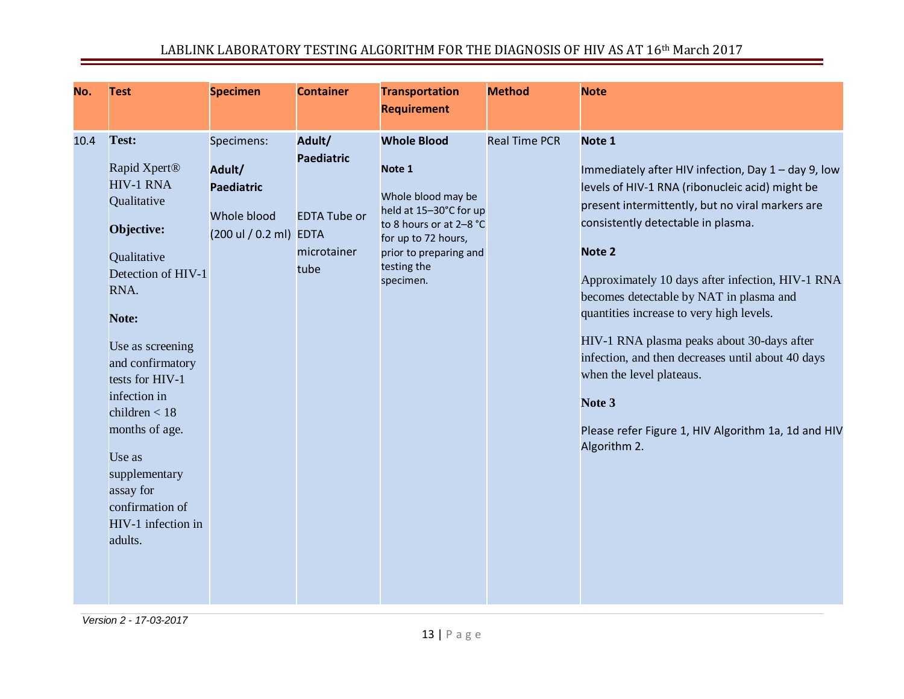| No. | Test | Specimen | Container | Transportation Requirement | Method | Note |
|---|---|---|---|---|---|---|
| 10.4 | **Test:**<br><br>Rapid Xpert® HIV-1 RNA Qualitative<br><br>**Objective:**<br><br>Qualitative Detection of HIV-1 RNA.<br><br>**Note:**<br><br>Use as screening and confirmatory tests for HIV-1 infection in children < 18 months of age.<br><br>Use as supplementary assay for confirmation of HIV-1 infection in adults. | Specimens:<br><br>**Adult/ Paediatric**<br><br>Whole blood (200 ul / 0.2 ml) | **Adult/ Paediatric**<br><br>EDTA Tube or EDTA microtainer tube | **Whole Blood**<br><br>**Note 1**<br><br>Whole blood may be held at 15–30°C for up to 8 hours or at 2–8 °C for up to 72 hours, prior to preparing and testing the specimen. | Real Time PCR | **Note 1**<br><br>Immediately after HIV infection, Day 1 – day 9, low levels of HIV-1 RNA (ribonucleic acid) might be present intermittently, but no viral markers are consistently detectable in plasma.<br><br>**Note 2**<br><br>Approximately 10 days after infection, HIV-1 RNA becomes detectable by NAT in plasma and quantities increase to very high levels.<br><br>HIV-1 RNA plasma peaks about 30-days after infection, and then decreases until about 40 days when the level plateaus.<br><br>**Note 3**<br><br>Please refer Figure 1, HIV Algorithm 1a, 1d and HIV Algorithm 2. |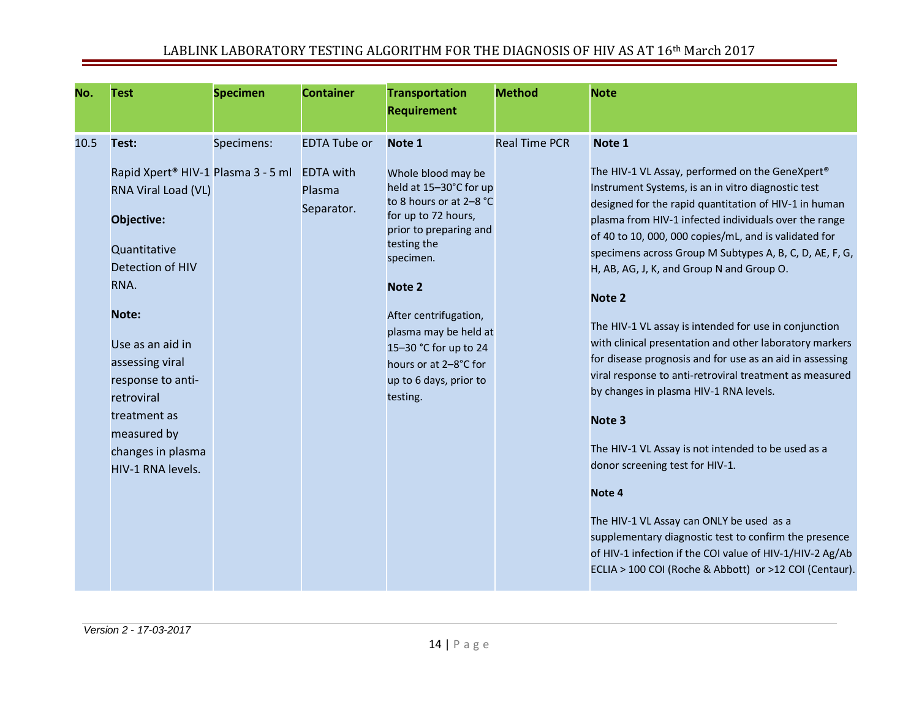| No. | Test | Specimen | Container | Transportation Requirement | Method | Note |
|---|---|---|---|---|---|---|
| 10.5 | **Test:**<br><br>Rapid Xpert® HIV-1 RNA Viral Load (VL)<br><br>**Objective:**<br><br>Quantitative Detection of HIV RNA.<br><br>**Note:**<br><br>Use as an aid in assessing viral response to anti-retroviral treatment as measured by changes in plasma HIV-1 RNA levels. | Specimens:<br><br>Plasma 3 - 5 ml | EDTA Tube or<br><br>EDTA with Plasma Separator. | **Note 1**<br><br>Whole blood may be held at 15–30°C for up to 8 hours or at 2–8 °C for up to 72 hours, prior to preparing and testing the specimen.<br><br>**Note 2**<br><br>After centrifugation, plasma may be held at 15–30 °C for up to 24 hours or at 2–8°C for up to 6 days, prior to testing. | Real Time PCR | **Note 1**<br><br>The HIV-1 VL Assay, performed on the GeneXpert® Instrument Systems, is an in vitro diagnostic test designed for the rapid quantitation of HIV-1 in human plasma from HIV-1 infected individuals over the range of 40 to 10, 000, 000 copies/mL, and is validated for specimens across Group M Subtypes A, B, C, D, AE, F, G, H, AB, AG, J, K, and Group N and Group O.<br><br>**Note 2**<br><br>The HIV-1 VL assay is intended for use in conjunction with clinical presentation and other laboratory markers for disease prognosis and for use as an aid in assessing viral response to anti-retroviral treatment as measured by changes in plasma HIV-1 RNA levels.<br><br>**Note 3**<br><br>The HIV-1 VL Assay is not intended to be used as a donor screening test for HIV-1.<br><br>**Note 4**<br><br>The HIV-1 VL Assay can ONLY be used as a supplementary diagnostic test to confirm the presence of HIV-1 infection if the COI value of HIV-1/HIV-2 Ag/Ab ECLIA > 100 COI (Roche & Abbott) or >12 COI (Centaur). |

*Version 2 - 17-03-2017*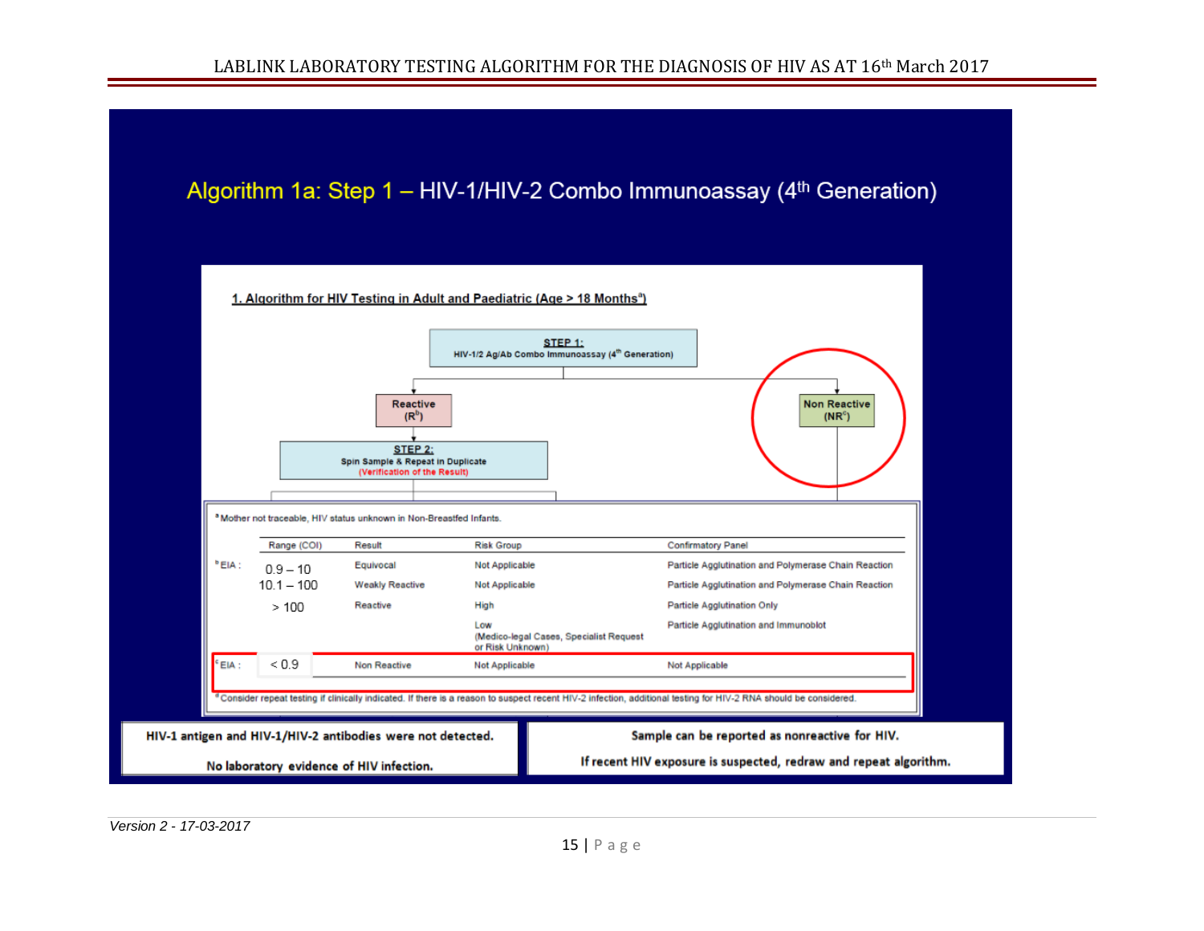# Algorithm 1a: Step 1 – HIV-1/HIV-2 Combo Immunoassay (4th Generation)

**1. Algorithm for HIV Testing in Adult and Paediatric (Age > 18 Months[a])**

**STEP 1:**
HIV-1/2 Ag/Ab Combo Immunoassay (4th Generation)

- **Reactive (R[b])**
  - **STEP 2:** Spin Sample & Repeat in Duplicate (Verification of the Result)
- **Non Reactive (NR[c])**

[a] Mother not traceable, HIV status unknown in Non-Breastfed Infants.

| | Range (COI) | Result | Risk Group | Confirmatory Panel |
|---|---|---|---|---|
| [b] EIA : | 0.9 – 10 | Equivocal | Not Applicable | Particle Agglutination and Polymerase Chain Reaction |
| | 10.1 – 100 | Weakly Reactive | Not Applicable | Particle Agglutination and Polymerase Chain Reaction |
| | > 100 | Reactive | High | Particle Agglutination Only |
| | | | Low (Medico-legal Cases, Specialist Request or Risk Unknown) | Particle Agglutination and Immunoblot |
| [c] EIA : | < 0.9 | Non Reactive | Not Applicable | Not Applicable |

[d] Consider repeat testing if clinically indicated. If there is a reason to suspect recent HIV-2 infection, additional testing for HIV-2 RNA should be considered.

**HIV-1 antigen and HIV-1/HIV-2 antibodies were not detected.**

**No laboratory evidence of HIV infection.**

**Sample can be reported as nonreactive for HIV.**

**If recent HIV exposure is suspected, redraw and repeat algorithm.**

*Version 2 - 17-03-2017*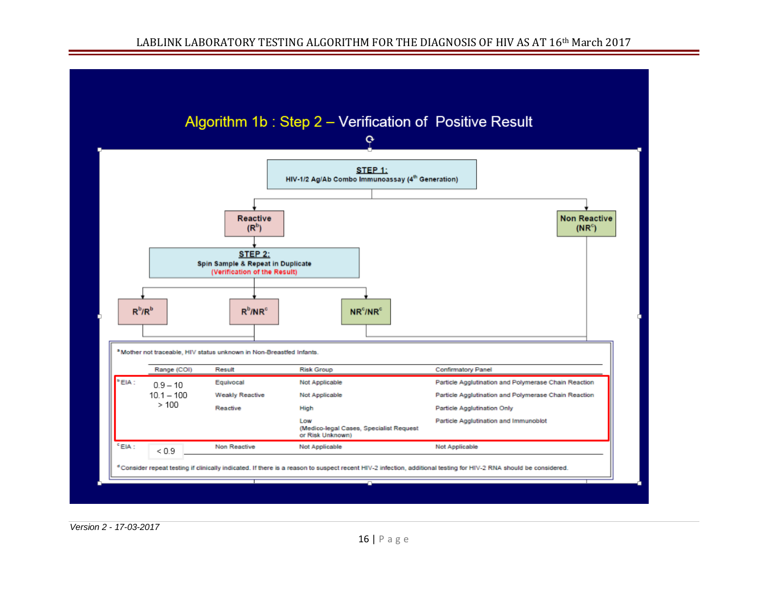LABLINK LABORATORY TESTING ALGORITHM FOR THE DIAGNOSIS OF HIV AS AT 16th March 2017

## Algorithm 1b : Step 2 – Verification of Positive Result

**STEP 1:**
**HIV-1/2 Ag/Ab Combo Immunoassay (4th Generation)**

- **Reactive ($R^b$)**
  - **STEP 2:** **Spin Sample & Repeat in Duplicate** (Verification of the Result)
    - $R^b/R^b$
    - $R^b/NR^c$
    - $NR^c/NR^c$
- **Non Reactive ($NR^c$)**

[a] Mother not traceable, HIV status unknown in Non-Breastfed Infants.

| | Range (COI) | Result | Risk Group | Confirmatory Panel |
|---|---|---|---|---|
| [b] EIA : | 0.9 – 10 | Equivocal | Not Applicable | Particle Agglutination and Polymerase Chain Reaction |
| | 10.1 – 100 | Weakly Reactive | Not Applicable | Particle Agglutination and Polymerase Chain Reaction |
| | > 100 | Reactive | High | Particle Agglutination Only |
| | | | Low (Medico-legal Cases, Specialist Request or Risk Unknown) | Particle Agglutination and Immunoblot |
| [c] EIA : | < 0.9 | Non Reactive | Not Applicable | Not Applicable |

[d] Consider repeat testing if clinically indicated. If there is a reason to suspect recent HIV-2 infection, additional testing for HIV-2 RNA should be considered.

*Version 2 - 17-03-2017*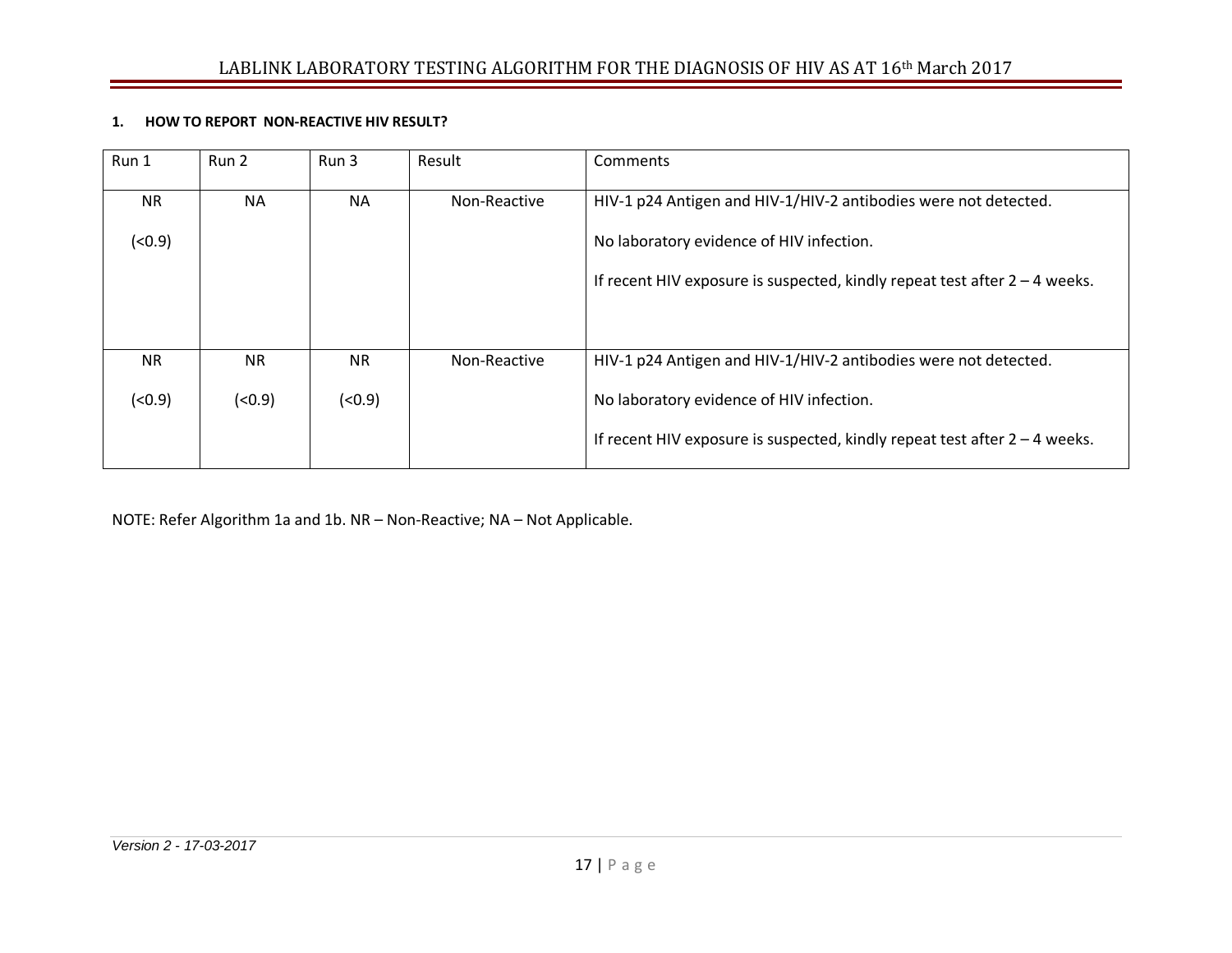**1. HOW TO REPORT NON-REACTIVE HIV RESULT?**

| Run 1 | Run 2 | Run 3 | Result | Comments |
|---|---|---|---|---|
| NR (<0.9) | NA | NA | Non-Reactive | HIV-1 p24 Antigen and HIV-1/HIV-2 antibodies were not detected. No laboratory evidence of HIV infection. If recent HIV exposure is suspected, kindly repeat test after 2 – 4 weeks. |
| NR (<0.9) | NR (<0.9) | NR (<0.9) | Non-Reactive | HIV-1 p24 Antigen and HIV-1/HIV-2 antibodies were not detected. No laboratory evidence of HIV infection. If recent HIV exposure is suspected, kindly repeat test after 2 – 4 weeks. |

NOTE: Refer Algorithm 1a and 1b. NR – Non-Reactive; NA – Not Applicable.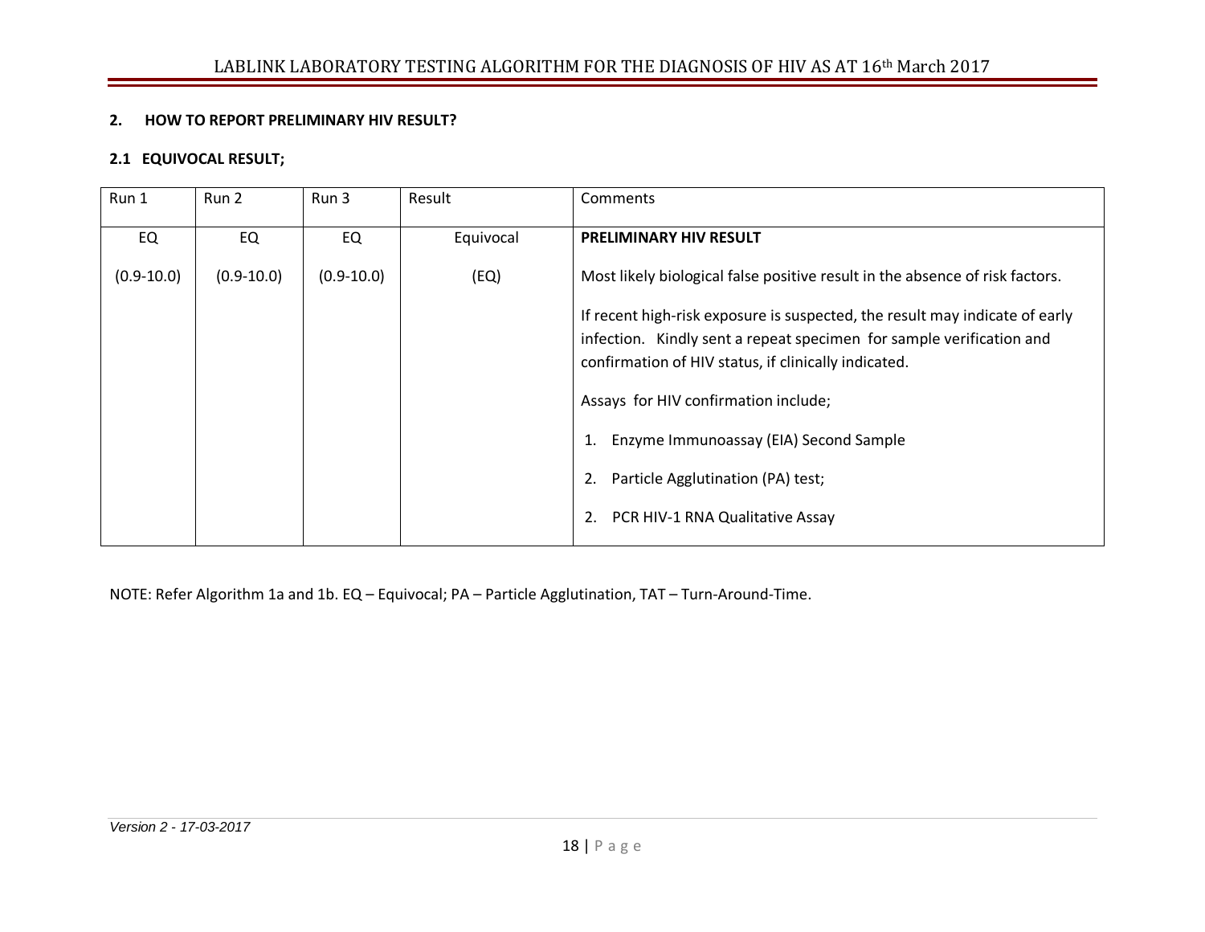## 2. HOW TO REPORT PRELIMINARY HIV RESULT?

### 2.1 EQUIVOCAL RESULT;

| Run 1 | Run 2 | Run 3 | Result | Comments |
|---|---|---|---|---|
| EQ (0.9-10.0) | EQ (0.9-10.0) | EQ (0.9-10.0) | Equivocal (EQ) | **PRELIMINARY HIV RESULT**<br><br>Most likely biological false positive result in the absence of risk factors.<br><br>If recent high-risk exposure is suspected, the result may indicate of early infection. Kindly sent a repeat specimen for sample verification and confirmation of HIV status, if clinically indicated.<br><br>Assays for HIV confirmation include;<br><br>1. Enzyme Immunoassay (EIA) Second Sample<br>2. Particle Agglutination (PA) test;<br>2. PCR HIV-1 RNA Qualitative Assay |

NOTE: Refer Algorithm 1a and 1b. EQ – Equivocal; PA – Particle Agglutination, TAT – Turn-Around-Time.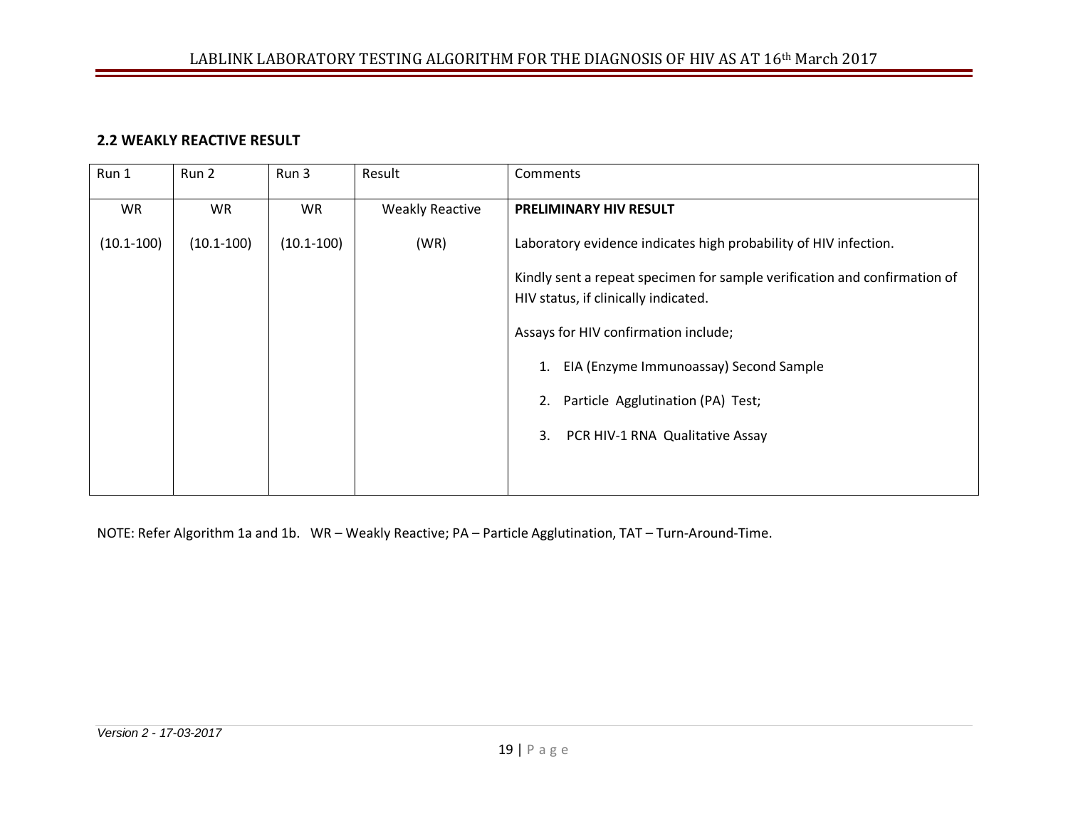### 2.2 WEAKLY REACTIVE RESULT

| Run 1 | Run 2 | Run 3 | Result | Comments |
|---|---|---|---|---|
| WR<br><br>(10.1-100) | WR<br><br>(10.1-100) | WR<br><br>(10.1-100) | Weakly Reactive<br><br>(WR) | **PRELIMINARY HIV RESULT**<br><br>Laboratory evidence indicates high probability of HIV infection.<br><br>Kindly sent a repeat specimen for sample verification and confirmation of HIV status, if clinically indicated.<br><br>Assays for HIV confirmation include;<br><br>1. EIA (Enzyme Immunoassay) Second Sample<br><br>2. Particle Agglutination (PA) Test;<br><br>3. PCR HIV-1 RNA Qualitative Assay |

NOTE: Refer Algorithm 1a and 1b. WR – Weakly Reactive; PA – Particle Agglutination, TAT – Turn-Around-Time.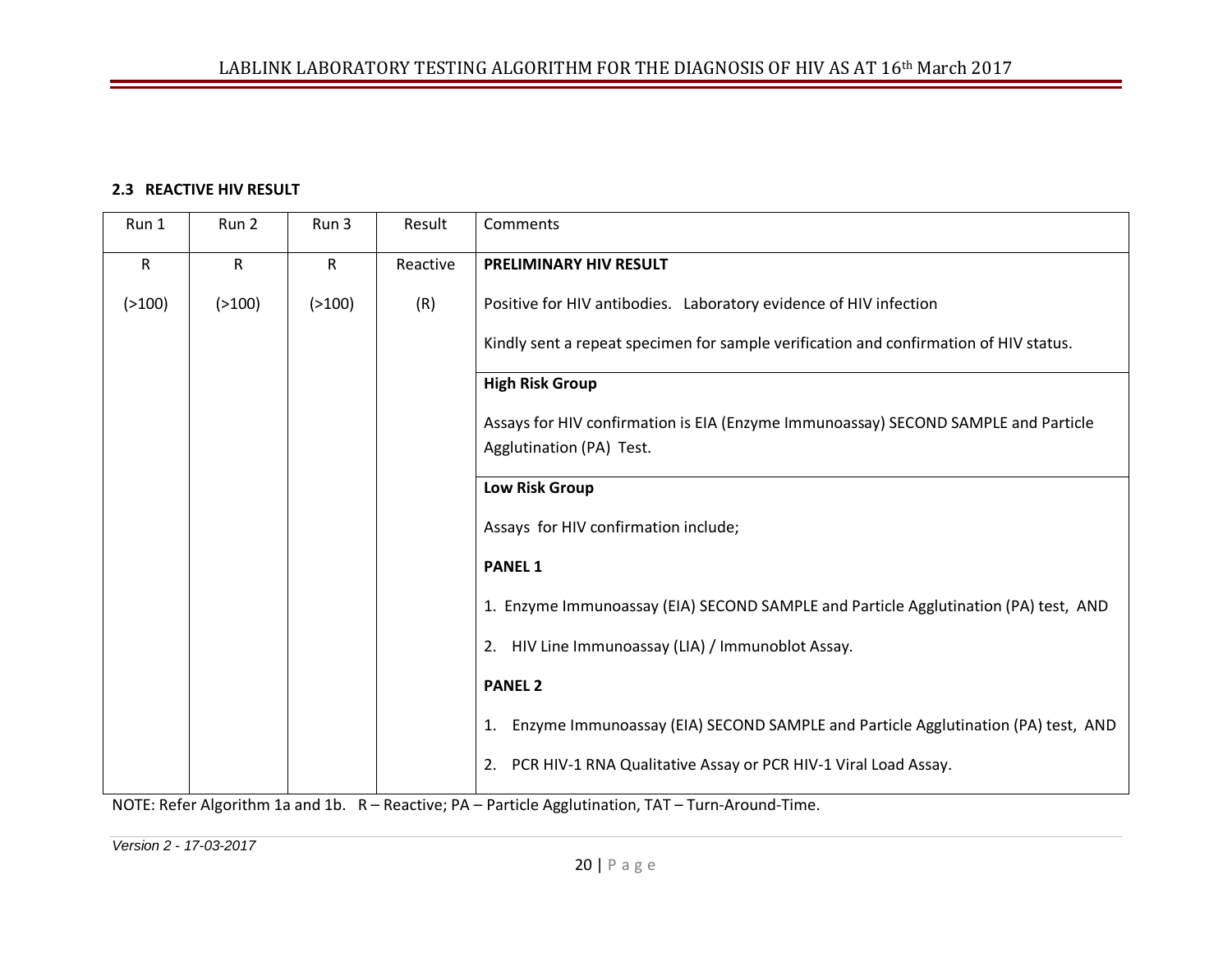### 2.3 REACTIVE HIV RESULT

| Run 1 | Run 2 | Run 3 | Result | Comments |
|---|---|---|---|---|
| R<br><br>(>100) | R<br><br>(>100) | R<br><br>(>100) | Reactive<br><br>(R) | **PRELIMINARY HIV RESULT**<br><br>Positive for HIV antibodies. Laboratory evidence of HIV infection<br><br>Kindly sent a repeat specimen for sample verification and confirmation of HIV status. |
| | | | | **High Risk Group**<br><br>Assays for HIV confirmation is EIA (Enzyme Immunoassay) SECOND SAMPLE and Particle Agglutination (PA) Test. |
| | | | | **Low Risk Group**<br><br>Assays for HIV confirmation include;<br><br>**PANEL 1**<br><br>1. Enzyme Immunoassay (EIA) SECOND SAMPLE and Particle Agglutination (PA) test, AND<br><br>2. HIV Line Immunoassay (LIA) / Immunoblot Assay.<br><br>**PANEL 2**<br><br>1. Enzyme Immunoassay (EIA) SECOND SAMPLE and Particle Agglutination (PA) test, AND<br><br>2. PCR HIV-1 RNA Qualitative Assay or PCR HIV-1 Viral Load Assay. |

NOTE: Refer Algorithm 1a and 1b. R – Reactive; PA – Particle Agglutination, TAT – Turn-Around-Time.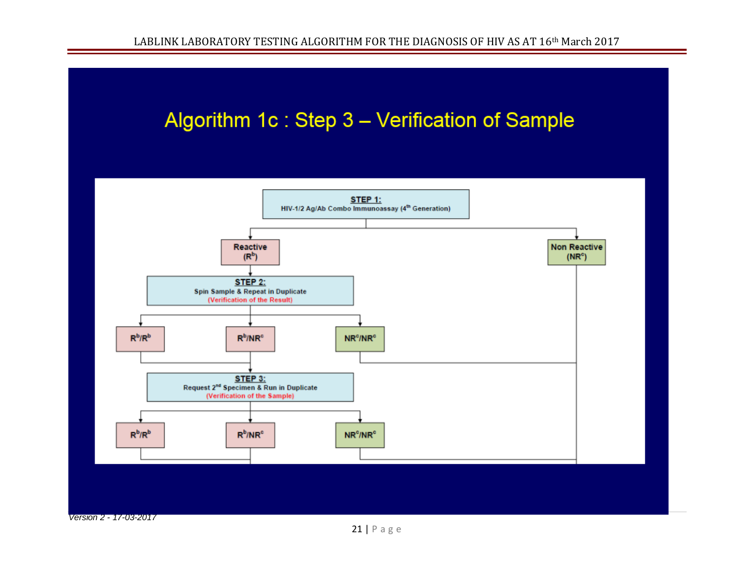# Algorithm 1c : Step 3 – Verification of Sample

**STEP 1:**
HIV-1/2 Ag/Ab Combo Immunoassay (4th Generation)

- Reactive ($R^b$)
- Non Reactive ($NR^c$)

**STEP 2:**
Spin Sample & Repeat in Duplicate
(Verification of the Result)

- $R^b/R^b$
- $R^b/NR^c$
- $NR^c/NR^c$

**STEP 3:**
Request 2nd Specimen & Run in Duplicate
(Verification of the Sample)

- $R^b/R^b$
- $R^b/NR^c$
- $NR^c/NR^c$

*Version 2 - 17-03-2017*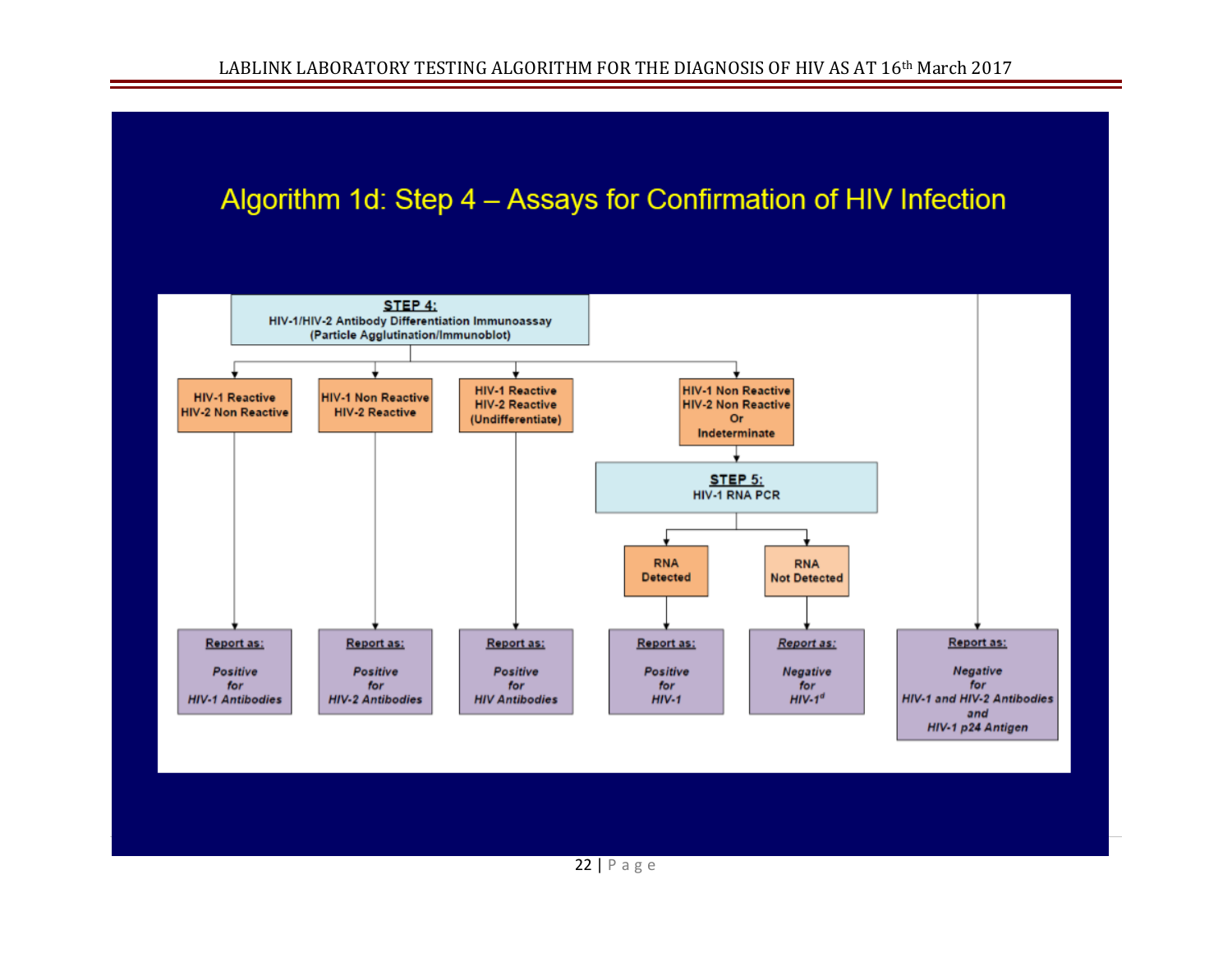# Algorithm 1d: Step 4 – Assays for Confirmation of HIV Infection

**STEP 4:**
HIV-1/HIV-2 Antibody Differentiation Immunoassay
(Particle Agglutination/Immunoblot)

- **HIV-1 Reactive, HIV-2 Non Reactive** → Report as: *Positive for HIV-1 Antibodies*
- **HIV-1 Non Reactive, HIV-2 Reactive** → Report as: *Positive for HIV-2 Antibodies*
- **HIV-1 Reactive, HIV-2 Reactive (Undifferentiate)** → Report as: *Positive for HIV Antibodies*
- **HIV-1 Non Reactive, HIV-2 Non Reactive Or Indeterminate** →
  - **STEP 5:** HIV-1 RNA PCR
    - **RNA Detected** → Report as: *Positive for HIV-1*
    - **RNA Not Detected** → Report as: *Negative for HIV-1*[d]

Report as: *Negative for HIV-1 and HIV-2 Antibodies and HIV-1 p24 Antigen*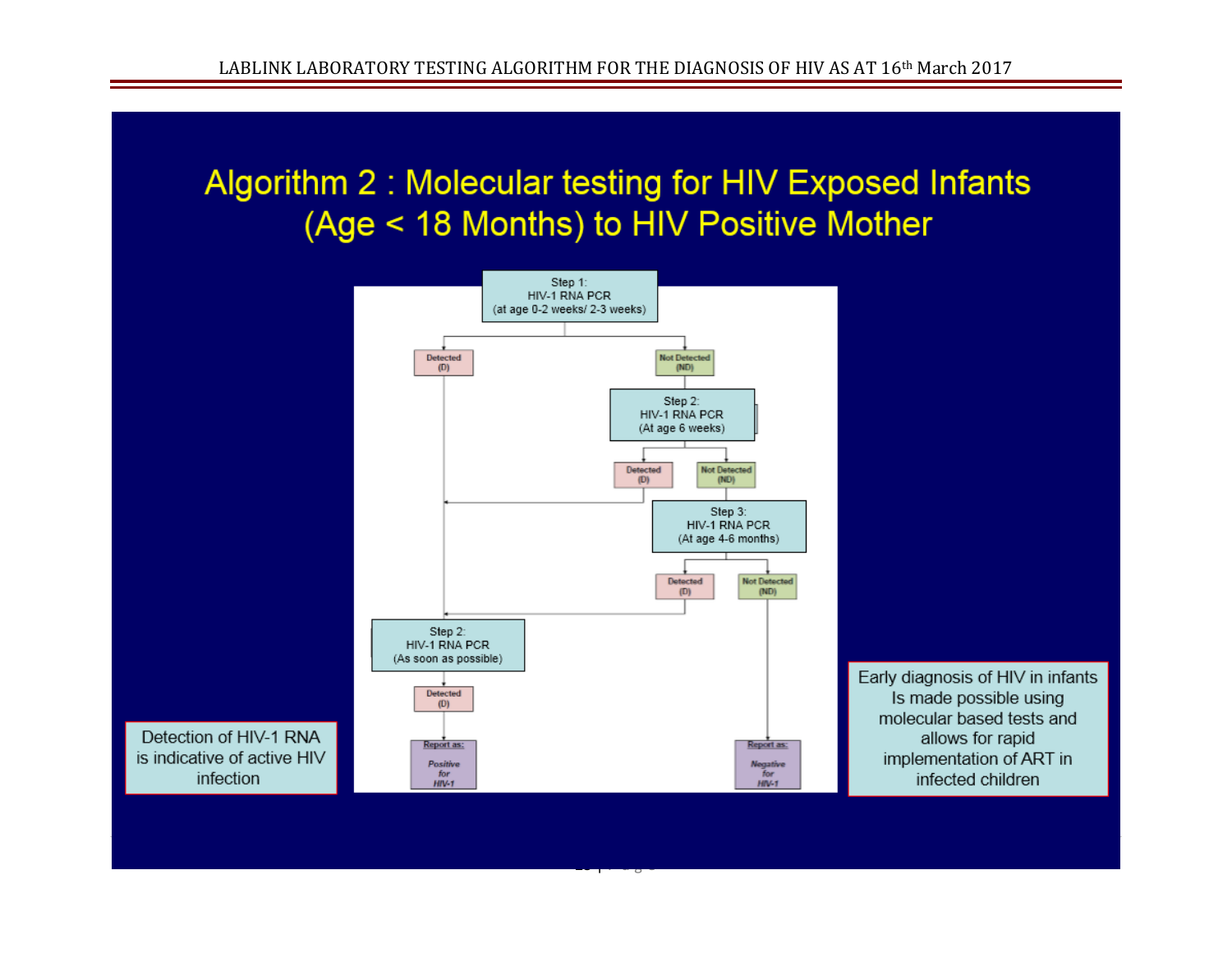# Algorithm 2 : Molecular testing for HIV Exposed Infants (Age < 18 Months) to HIV Positive Mother

Step 1:
HIV-1 RNA PCR
(at age 0-2 weeks/ 2-3 weeks)

- Detected (D) → Step 2: HIV-1 RNA PCR (As soon as possible)
- Not Detected (ND) → Step 2: HIV-1 RNA PCR (At age 6 weeks)
  - Detected (D) → Step 2: HIV-1 RNA PCR (As soon as possible)
  - Not Detected (ND) → Step 3: HIV-1 RNA PCR (At age 4-6 months)
    - Detected (D) → Step 2: HIV-1 RNA PCR (As soon as possible)
    - Not Detected (ND) → Report as: *Negative for HIV-1*

Step 2:
HIV-1 RNA PCR
(As soon as possible)

- Detected (D) → Report as: *Positive for HIV-1*

Detection of HIV-1 RNA is indicative of active HIV infection

Early diagnosis of HIV in infants Is made possible using molecular based tests and allows for rapid implementation of ART in infected children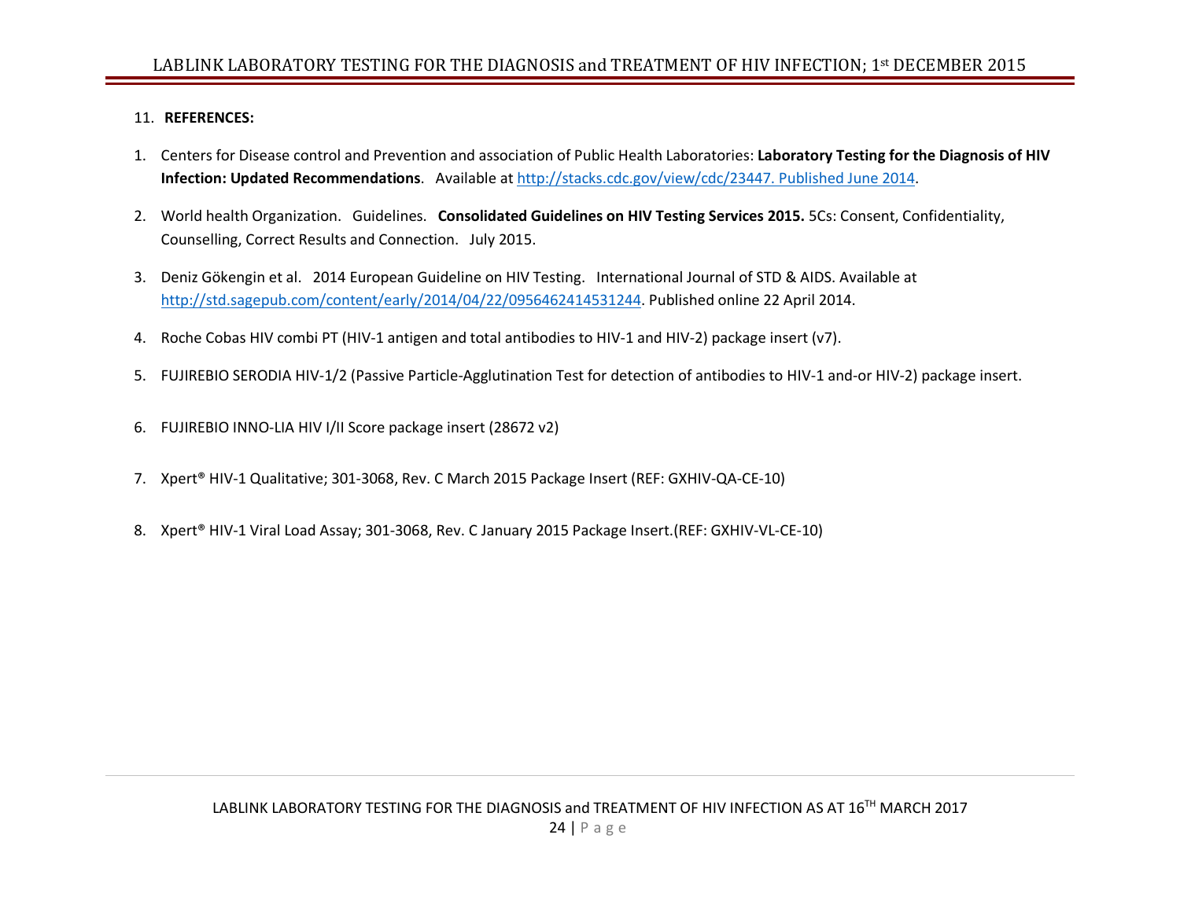## 11. REFERENCES:

1. Centers for Disease control and Prevention and association of Public Health Laboratories: **Laboratory Testing for the Diagnosis of HIV Infection: Updated Recommendations**. Available at http://stacks.cdc.gov/view/cdc/23447. Published June 2014.

2. World health Organization. Guidelines. **Consolidated Guidelines on HIV Testing Services 2015.** 5Cs: Consent, Confidentiality, Counselling, Correct Results and Connection. July 2015.

3. Deniz Gökengin et al. 2014 European Guideline on HIV Testing. International Journal of STD & AIDS. Available at http://std.sagepub.com/content/early/2014/04/22/0956462414531244. Published online 22 April 2014.

4. Roche Cobas HIV combi PT (HIV-1 antigen and total antibodies to HIV-1 and HIV-2) package insert (v7).

5. FUJIREBIO SERODIA HIV-1/2 (Passive Particle-Agglutination Test for detection of antibodies to HIV-1 and-or HIV-2) package insert.

6. FUJIREBIO INNO-LIA HIV I/II Score package insert (28672 v2)

7. Xpert® HIV-1 Qualitative; 301-3068, Rev. C March 2015 Package Insert (REF: GXHIV-QA-CE-10)

8. Xpert® HIV-1 Viral Load Assay; 301-3068, Rev. C January 2015 Package Insert.(REF: GXHIV-VL-CE-10)